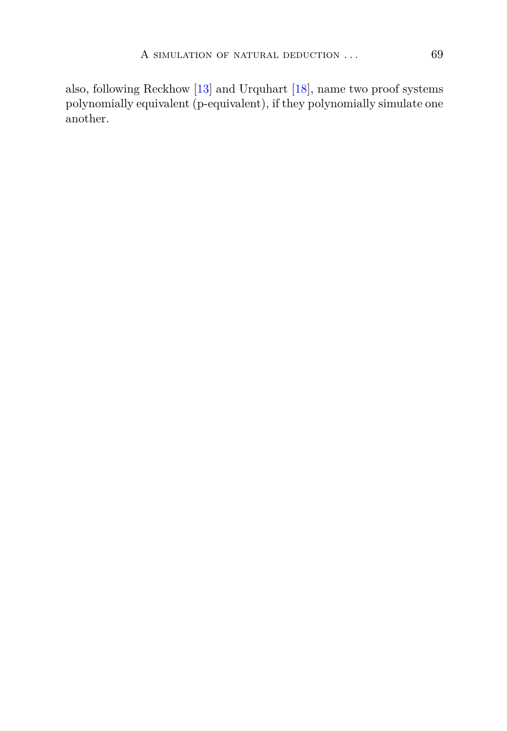also, following Reckhow [13] and Urquhart [18], name two proof systems polynomially equivalent (p-equivalent), if they polynomially simulate one another.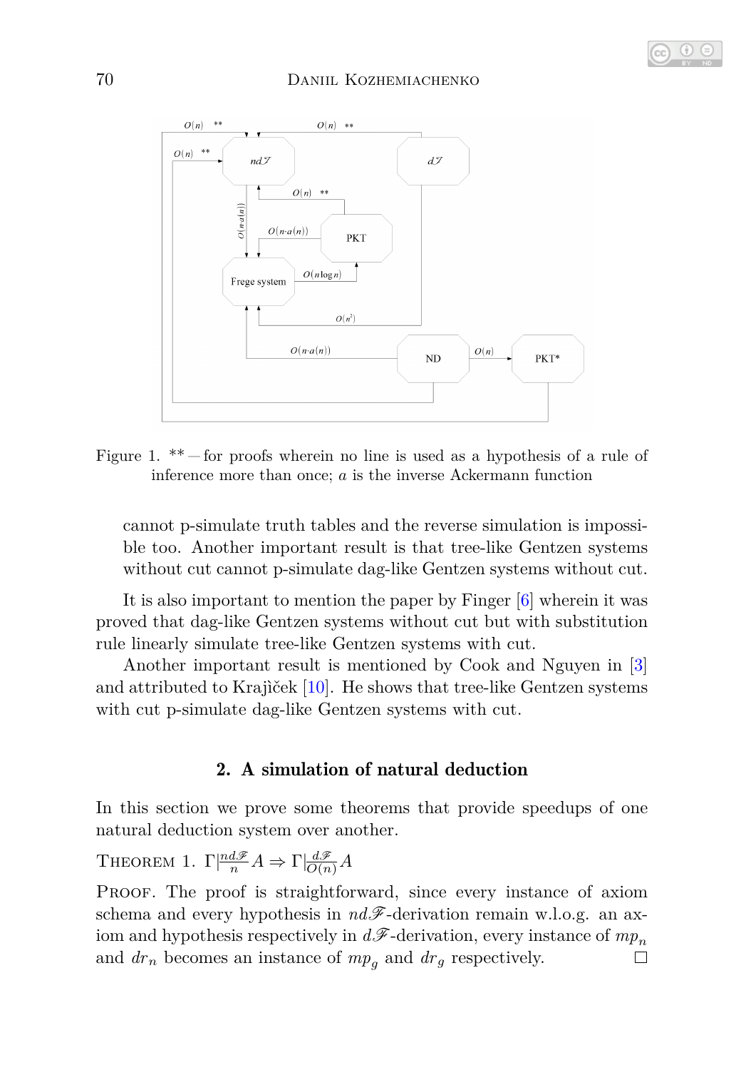Figure 1. ** — for proofs wherein no line is used as a hypothesis of a rule of inference more than once; $a$ is the inverse Ackermann function

cannot p-simulate truth tables and the reverse simulation is impossible too. Another important result is that tree-like Gentzen systems without cut cannot p-simulate dag-like Gentzen systems without cut.

It is also important to mention the paper by Finger [6] wherein it was proved that dag-like Gentzen systems without cut but with substitution rule linearly simulate tree-like Gentzen systems with cut.

Another important result is mentioned by Cook and Nguyen in [3] and attributed to Krajìček [10]. He shows that tree-like Gentzen systems with cut p-simulate dag-like Gentzen systems with cut.

## 2. A simulation of natural deduction

In this section we prove some theorems that provide speedups of one natural deduction system over another.

THEOREM 1. $\Gamma|\frac{nd\mathscr{F}}{n} A \Rightarrow \Gamma|\frac{d\mathscr{F}}{O(n)} A$

PROOF. The proof is straightforward, since every instance of axiom schema and every hypothesis in $nd\mathscr{F}$-derivation remain w.l.o.g. an axiom and hypothesis respectively in $d\mathscr{F}$-derivation, every instance of $mp_n$ and $dr_n$ becomes an instance of $mp_g$ and $dr_g$ respectively. □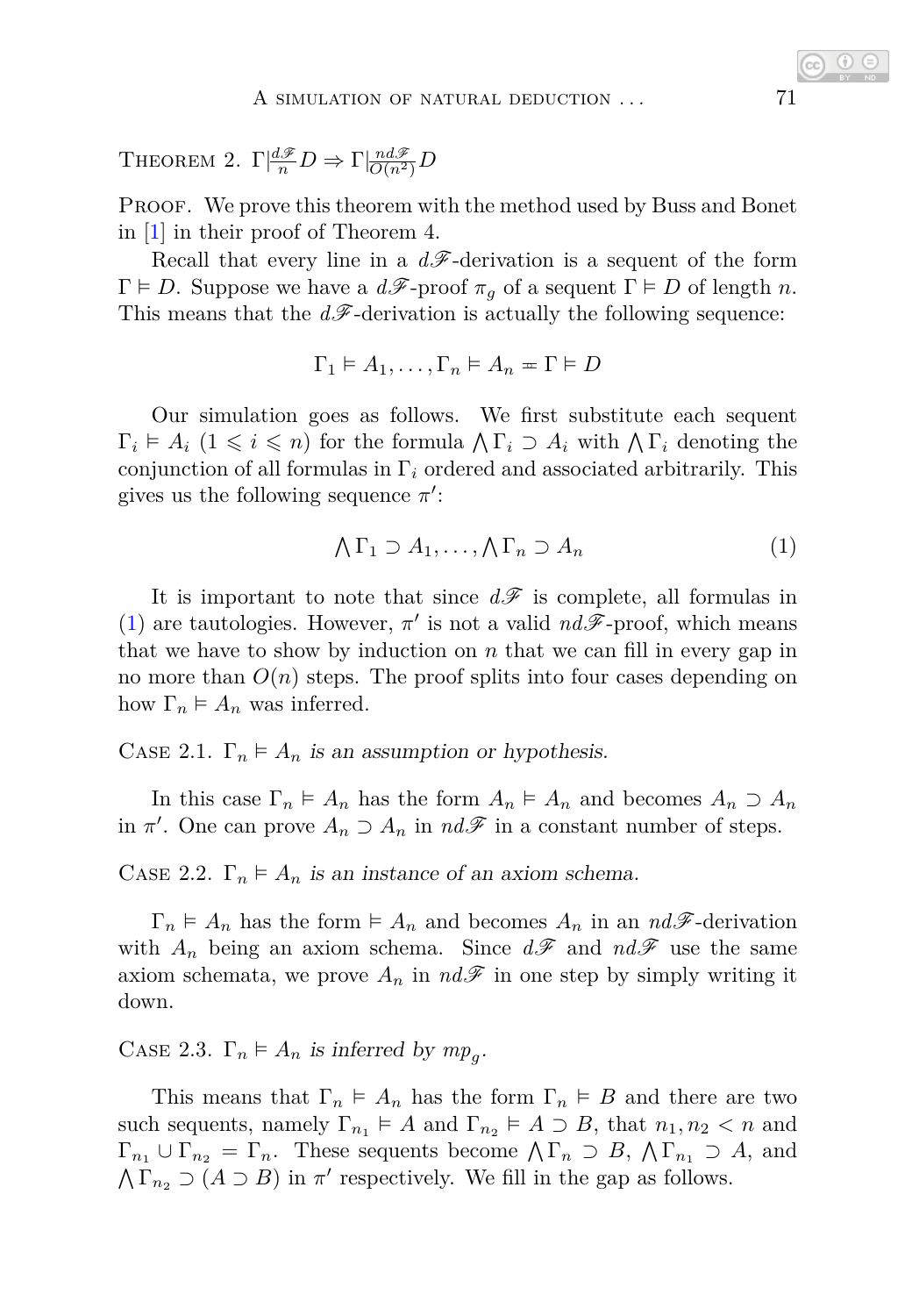Theorem 2. $\Gamma \overset{d\mathscr{F}}{\underset{n}{|}} D \Rightarrow \Gamma \overset{nd\mathscr{F}}{\underset{O(n^2)}{|}} D$

Proof. We prove this theorem with the method used by Buss and Bonet in [1] in their proof of Theorem 4.

Recall that every line in a $d\mathscr{F}$-derivation is a sequent of the form $\Gamma \vDash D$. Suppose we have a $d\mathscr{F}$-proof $\pi_g$ of a sequent $\Gamma \vDash D$ of length $n$. This means that the $d\mathscr{F}$-derivation is actually the following sequence:

$$\Gamma_1 \vDash A_1, \ldots, \Gamma_n \vDash A_n = \Gamma \vDash D$$

Our simulation goes as follows. We first substitute each sequent $\Gamma_i \vDash A_i$ ($1 \leqslant i \leqslant n$) for the formula $\bigwedge \Gamma_i \supset A_i$ with $\bigwedge \Gamma_i$ denoting the conjunction of all formulas in $\Gamma_i$ ordered and associated arbitrarily. This gives us the following sequence $\pi'$:

$$\bigwedge \Gamma_1 \supset A_1, \ldots, \bigwedge \Gamma_n \supset A_n \tag{1}$$

It is important to note that since $d\mathscr{F}$ is complete, all formulas in (1) are tautologies. However, $\pi'$ is not a valid $nd\mathscr{F}$-proof, which means that we have to show by induction on $n$ that we can fill in every gap in no more than $O(n)$ steps. The proof splits into four cases depending on how $\Gamma_n \vDash A_n$ was inferred.

Case 2.1. *$\Gamma_n \vDash A_n$ is an assumption or hypothesis.*

In this case $\Gamma_n \vDash A_n$ has the form $A_n \vDash A_n$ and becomes $A_n \supset A_n$ in $\pi'$. One can prove $A_n \supset A_n$ in $nd\mathscr{F}$ in a constant number of steps.

Case 2.2. *$\Gamma_n \vDash A_n$ is an instance of an axiom schema.*

$\Gamma_n \vDash A_n$ has the form $\vDash A_n$ and becomes $A_n$ in an $nd\mathscr{F}$-derivation with $A_n$ being an axiom schema. Since $d\mathscr{F}$ and $nd\mathscr{F}$ use the same axiom schemata, we prove $A_n$ in $nd\mathscr{F}$ in one step by simply writing it down.

Case 2.3. *$\Gamma_n \vDash A_n$ is inferred by $mp_g$.*

This means that $\Gamma_n \vDash A_n$ has the form $\Gamma_n \vDash B$ and there are two such sequents, namely $\Gamma_{n_1} \vDash A$ and $\Gamma_{n_2} \vDash A \supset B$, that $n_1, n_2 < n$ and $\Gamma_{n_1} \cup \Gamma_{n_2} = \Gamma_n$. These sequents become $\bigwedge \Gamma_n \supset B$, $\bigwedge \Gamma_{n_1} \supset A$, and $\bigwedge \Gamma_{n_2} \supset (A \supset B)$ in $\pi'$ respectively. We fill in the gap as follows.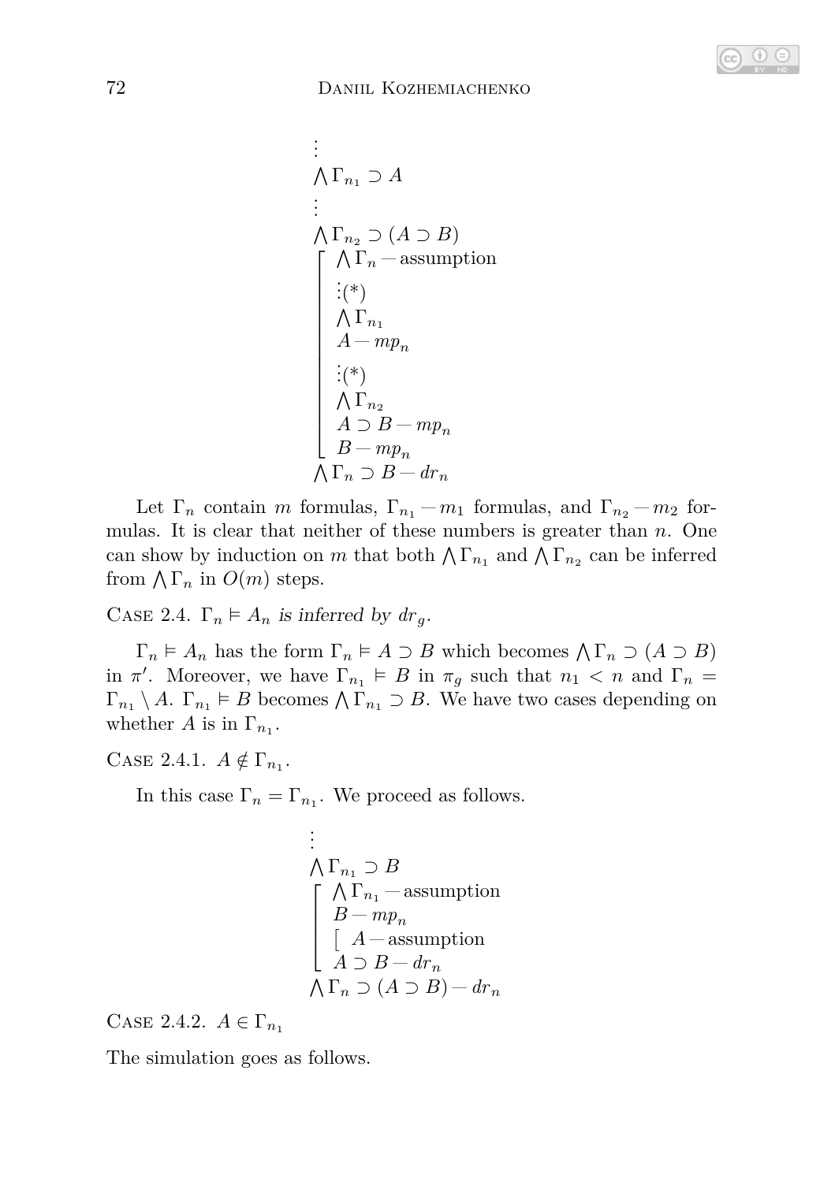$$
\begin{array}{l}
\vdots \\
\bigwedge \Gamma_{n_1} \supset A \\
\vdots \\
\bigwedge \Gamma_{n_2} \supset (A \supset B) \\
\left[\begin{array}{l}
\bigwedge \Gamma_n \text{ — assumption} \\
\vdots (*) \\
\bigwedge \Gamma_{n_1} \\
A \text{ — } mp_n \\
\vdots (*) \\
\bigwedge \Gamma_{n_2} \\
A \supset B \text{ — } mp_n \\
B \text{ — } mp_n
\end{array}\right. \\
\bigwedge \Gamma_n \supset B \text{ — } dr_n
\end{array}
$$

Let $\Gamma_n$ contain $m$ formulas, $\Gamma_{n_1}$ — $m_1$ formulas, and $\Gamma_{n_2}$ — $m_2$ formulas. It is clear that neither of these numbers is greater than $n$. One can show by induction on $m$ that both $\bigwedge \Gamma_{n_1}$ and $\bigwedge \Gamma_{n_2}$ can be inferred from $\bigwedge \Gamma_n$ in $O(m)$ steps.

Case 2.4. *$\Gamma_n \vDash A_n$ is inferred by $dr_g$.*

$\Gamma_n \vDash A_n$ has the form $\Gamma_n \vDash A \supset B$ which becomes $\bigwedge \Gamma_n \supset (A \supset B)$ in $\pi'$. Moreover, we have $\Gamma_{n_1} \vDash B$ in $\pi_g$ such that $n_1 < n$ and $\Gamma_n = \Gamma_{n_1} \setminus A$. $\Gamma_{n_1} \vDash B$ becomes $\bigwedge \Gamma_{n_1} \supset B$. We have two cases depending on whether $A$ is in $\Gamma_{n_1}$.

Case 2.4.1. $A \notin \Gamma_{n_1}$.

In this case $\Gamma_n = \Gamma_{n_1}$. We proceed as follows.

$$
\begin{array}{l}
\vdots \\
\bigwedge \Gamma_{n_1} \supset B \\
\left[\begin{array}{l}
\bigwedge \Gamma_{n_1} \text{ — assumption} \\
B \text{ — } mp_n \\
\left[\ A \text{ — assumption}\right. \\
A \supset B \text{ — } dr_n
\end{array}\right. \\
\bigwedge \Gamma_n \supset (A \supset B) \text{ — } dr_n
\end{array}
$$

Case 2.4.2. $A \in \Gamma_{n_1}$

The simulation goes as follows.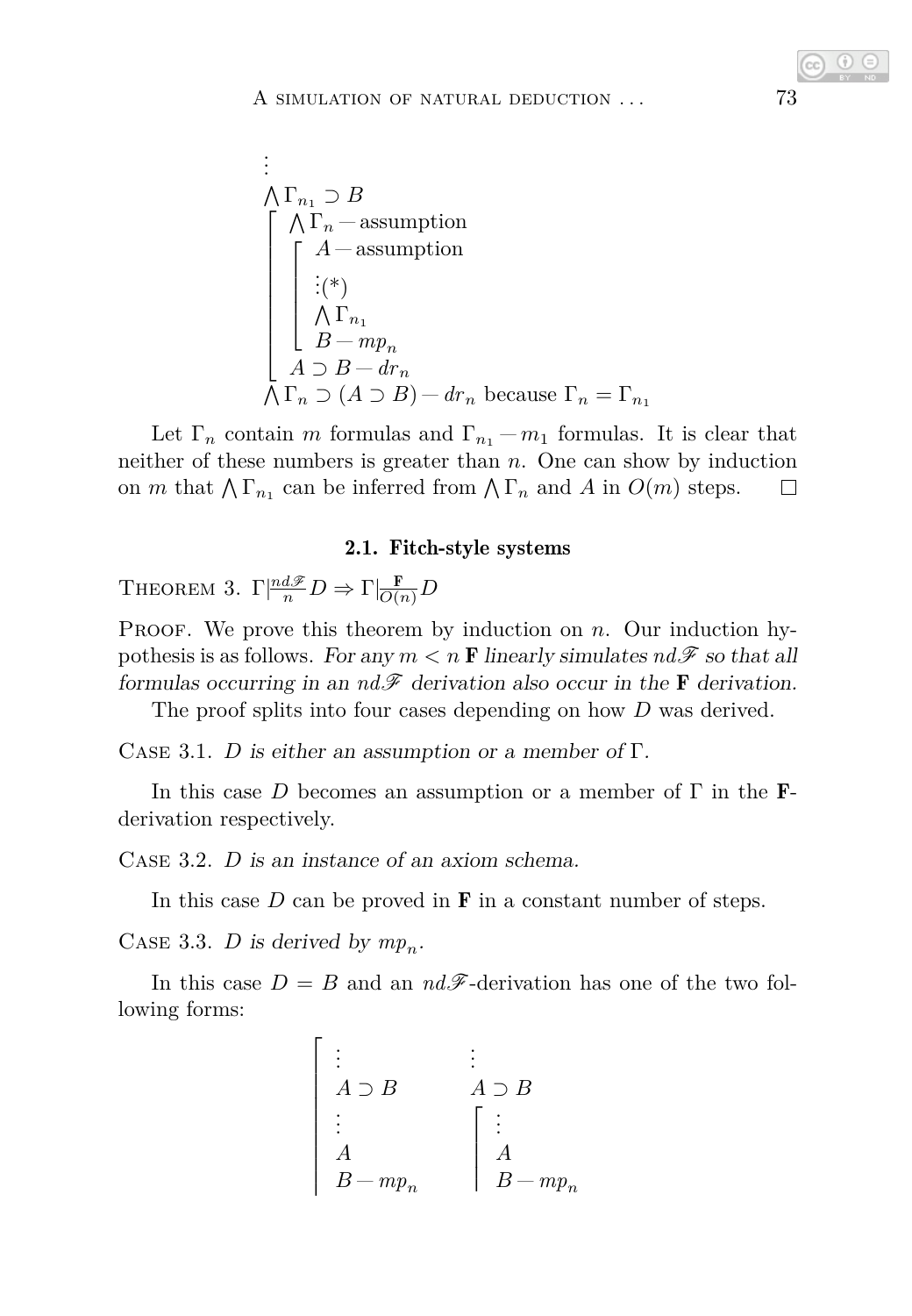$$
\begin{array}{l}
\vdots \\
\bigwedge \Gamma_{n_1} \supset B \\
\left\lceil \begin{array}{l}
\bigwedge \Gamma_n \text{ — assumption} \\
\left\lceil \begin{array}{l}
A \text{ — assumption} \\
\vdots (*) \\
\bigwedge \Gamma_{n_1} \\
B \text{ — } mp_n
\end{array} \right. \\
A \supset B \text{ — } dr_n
\end{array} \right. \\
\bigwedge \Gamma_n \supset (A \supset B) \text{ — } dr_n \text{ because } \Gamma_n = \Gamma_{n_1}
\end{array}
$$

Let $\Gamma_n$ contain $m$ formulas and $\Gamma_{n_1}$ — $m_1$ formulas. It is clear that neither of these numbers is greater than $n$. One can show by induction on $m$ that $\bigwedge \Gamma_{n_1}$ can be inferred from $\bigwedge \Gamma_n$ and $A$ in $O(m)$ steps. □

### 2.1. Fitch-style systems

THEOREM 3. $\Gamma \vert\frac{nd\mathscr{F}}{n} D \Rightarrow \Gamma \vert\frac{\mathbf{F}}{O(n)} D$

PROOF. We prove this theorem by induction on $n$. Our induction hypothesis is as follows. *For any $m < n$ $\mathbf{F}$ linearly simulates $nd\mathscr{F}$ so that all formulas occurring in an $nd\mathscr{F}$ derivation also occur in the $\mathbf{F}$ derivation.*

The proof splits into four cases depending on how $D$ was derived.

CASE 3.1. *$D$ is either an assumption or a member of $\Gamma$.*

In this case $D$ becomes an assumption or a member of $\Gamma$ in the $\mathbf{F}$-derivation respectively.

CASE 3.2. *$D$ is an instance of an axiom schema.*

In this case $D$ can be proved in $\mathbf{F}$ in a constant number of steps.

CASE 3.3. *$D$ is derived by $mp_n$.*

In this case $D = B$ and an $nd\mathscr{F}$-derivation has one of the two following forms:

$$
\left\lceil \begin{array}{l}
\vdots \\
A \supset B \\
\vdots \\
A \\
B \text{ — } mp_n
\end{array} \right.
\qquad\qquad
\begin{array}{l}
\vdots \\
A \supset B \\
\left\lceil \begin{array}{l}
\vdots \\
A \\
B \text{ — } mp_n
\end{array} \right.
\end{array}
$$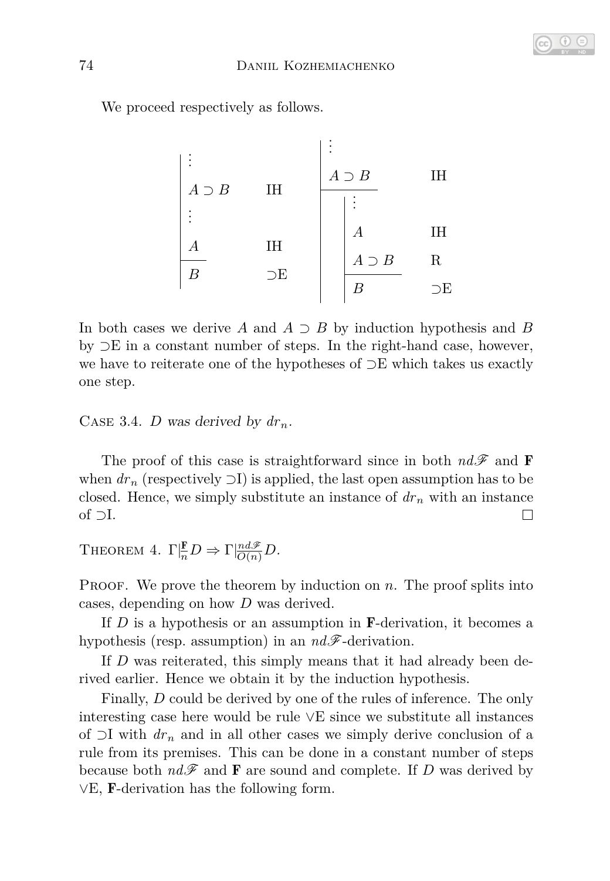We proceed respectively as follows.

$$
\begin{array}{l|ll}
 & \vdots & \\
 & A \supset B & \text{IH} \\
 & \vdots & \\
 & A & \text{IH} \\
\cline{2-2}
 & B & \supset\text{E}
\end{array}
\qquad
\begin{array}{l|l|ll}
 & \vdots & & \\
 & A \supset B & & \text{IH} \\
\cline{2-2}
 & & \vdots & \\
 & & A & \text{IH} \\
 & & A \supset B & \text{R} \\
\cline{3-3}
 & & B & \supset\text{E}
\end{array}
$$

In both cases we derive $A$ and $A \supset B$ by induction hypothesis and $B$ by $\supset$E in a constant number of steps. In the right-hand case, however, we have to reiterate one of the hypotheses of $\supset$E which takes us exactly one step.

Case 3.4. *$D$ was derived by $dr_n$.*

The proof of this case is straightforward since in both $nd\mathscr{F}$ and **F** when $dr_n$ (respectively $\supset$I) is applied, the last open assumption has to be closed. Hence, we simply substitute an instance of $dr_n$ with an instance of $\supset$I. □

Theorem 4. $\Gamma|\frac{\mathbf{F}}{n} D \Rightarrow \Gamma|\frac{nd\mathscr{F}}{O(n)} D$.

Proof. We prove the theorem by induction on $n$. The proof splits into cases, depending on how $D$ was derived.

If $D$ is a hypothesis or an assumption in **F**-derivation, it becomes a hypothesis (resp. assumption) in an $nd\mathscr{F}$-derivation.

If $D$ was reiterated, this simply means that it had already been derived earlier. Hence we obtain it by the induction hypothesis.

Finally, $D$ could be derived by one of the rules of inference. The only interesting case here would be rule $\vee$E since we substitute all instances of $\supset$I with $dr_n$ and in all other cases we simply derive conclusion of a rule from its premises. This can be done in a constant number of steps because both $nd\mathscr{F}$ and **F** are sound and complete. If $D$ was derived by $\vee$E, **F**-derivation has the following form.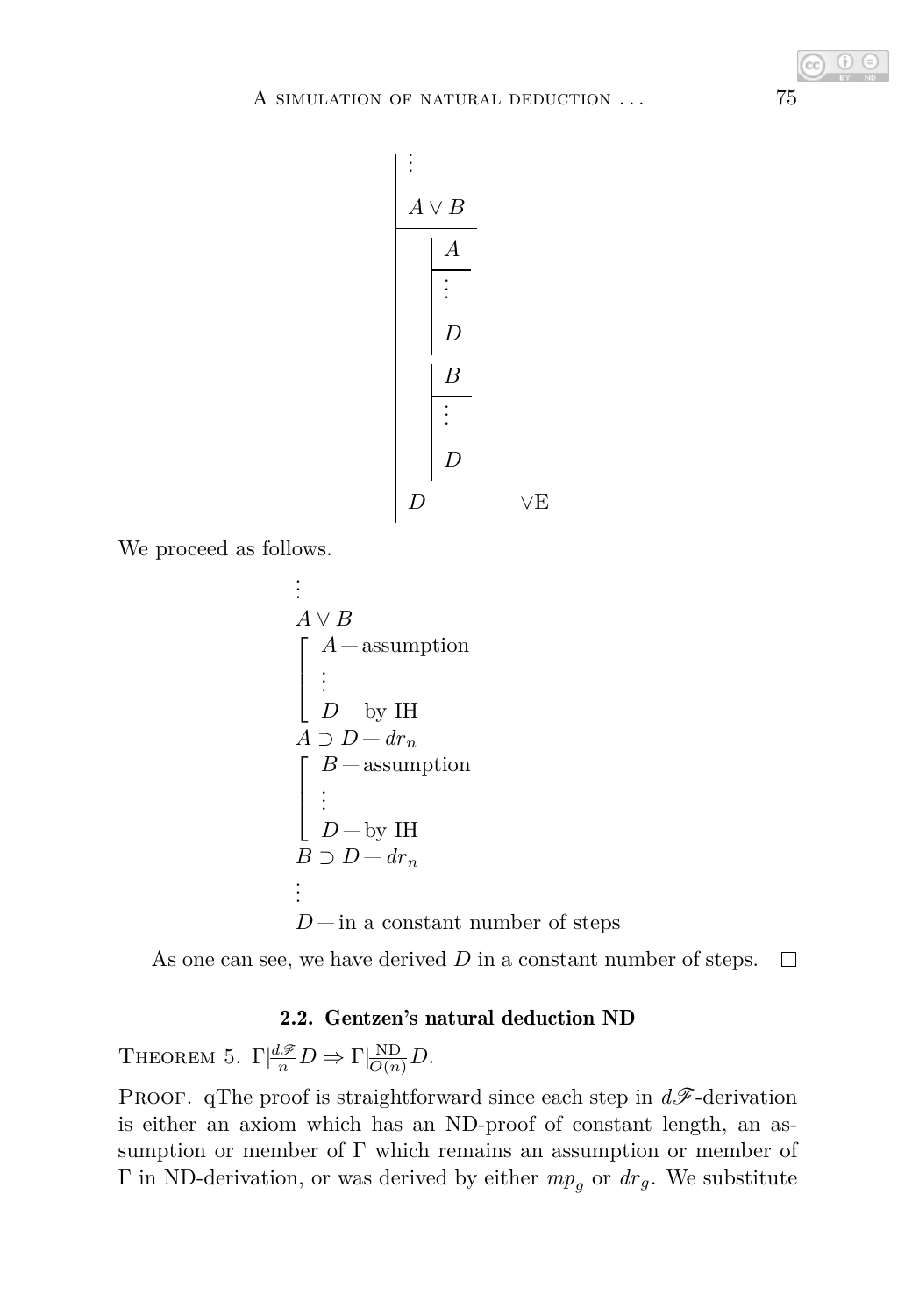$$
\begin{array}{|l}
\vdots \\
A \lor B \\
\hline
\quad \begin{array}{|l}
A \\
\hline
\vdots \\
D
\end{array} \\
\quad \begin{array}{|l}
B \\
\hline
\vdots \\
D
\end{array} \\
D \qquad\qquad \lor\text{E}
\end{array}
$$

We proceed as follows.

$$
\begin{array}{l}
\vdots \\
A \lor B \\
\left[\begin{array}{l}
A - \text{assumption} \\
\vdots \\
D - \text{by IH}
\end{array}\right. \\
A \supset D - dr_n \\
\left[\begin{array}{l}
B - \text{assumption} \\
\vdots \\
D - \text{by IH}
\end{array}\right. \\
B \supset D - dr_n \\
\vdots \\
D - \text{in a constant number of steps}
\end{array}
$$

As one can see, we have derived $D$ in a constant number of steps. □

### 2.2. Gentzen's natural deduction ND

THEOREM 5. $\Gamma |\frac{d\mathscr{F}}{n} D \Rightarrow \Gamma |\frac{\text{ND}}{O(n)} D$.

PROOF. qThe proof is straightforward since each step in $d\mathscr{F}$-derivation is either an axiom which has an ND-proof of constant length, an assumption or member of $\Gamma$ which remains an assumption or member of $\Gamma$ in ND-derivation, or was derived by either $mp_g$ or $dr_g$. We substitute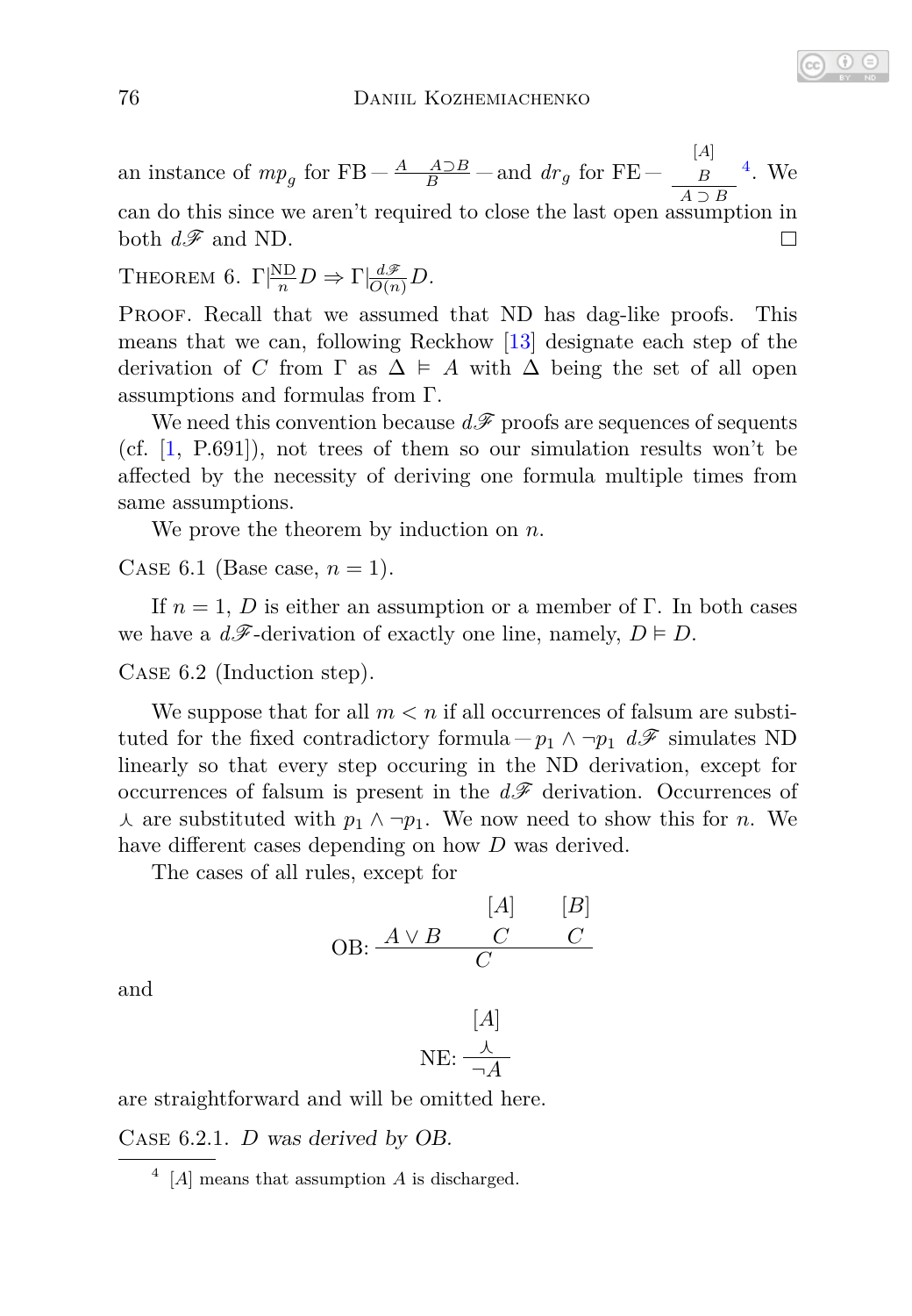an instance of $mp_g$ for FB — $\frac{A \quad A \supset B}{B}$ — and $dr_g$ for FE — $\dfrac{\begin{matrix}[A]\\ B\end{matrix}}{A \supset B}$ [4]. We can do this since we aren't required to close the last open assumption in both $d\mathscr{F}$ and ND. □

THEOREM 6. $\Gamma \vert\frac{\text{ND}}{n} D \Rightarrow \Gamma \vert\frac{d\mathscr{F}}{O(n)} D$.

PROOF. Recall that we assumed that ND has dag-like proofs. This means that we can, following Reckhow [13] designate each step of the derivation of $C$ from $\Gamma$ as $\Delta \vDash A$ with $\Delta$ being the set of all open assumptions and formulas from $\Gamma$.

We need this convention because $d\mathscr{F}$ proofs are sequences of sequents (cf. [1, P.691]), not trees of them so our simulation results won't be affected by the necessity of deriving one formula multiple times from same assumptions.

We prove the theorem by induction on $n$.

CASE 6.1 (Base case, $n = 1$).

If $n = 1$, $D$ is either an assumption or a member of $\Gamma$. In both cases we have a $d\mathscr{F}$-derivation of exactly one line, namely, $D \vDash D$.

CASE 6.2 (Induction step).

We suppose that for all $m < n$ if all occurrences of falsum are substituted for the fixed contradictory formula — $p_1 \wedge \neg p_1$ $d\mathscr{F}$ simulates ND linearly so that every step occuring in the ND derivation, except for occurrences of falsum is present in the $d\mathscr{F}$ derivation. Occurrences of $\curlywedge$ are substituted with $p_1 \wedge \neg p_1$. We now need to show this for $n$. We have different cases depending on how $D$ was derived.

The cases of all rules, except for

$$\text{OB: } \frac{A \vee B \qquad \begin{matrix}[A]\\ C\end{matrix} \qquad \begin{matrix}[B]\\ C\end{matrix}}{C}$$

and

$$\text{NE: } \frac{\begin{matrix}[A]\\ \curlywedge\end{matrix}}{\neg A}$$

are straightforward and will be omitted here.

CASE 6.2.1. *$D$ was derived by OB.*

[4] $[A]$ means that assumption $A$ is discharged.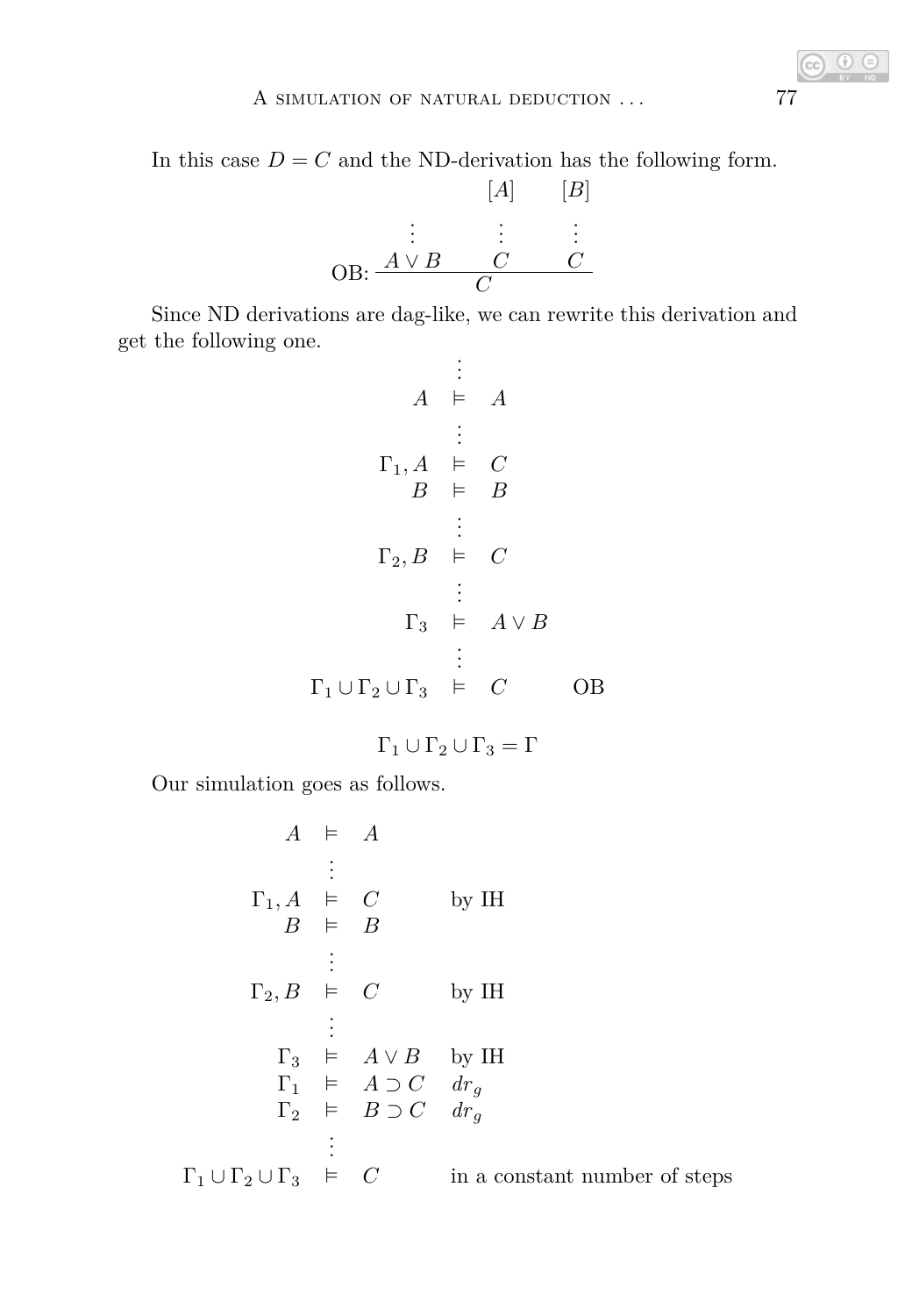In this case $D = C$ and the ND-derivation has the following form.

$$
\text{OB: } \dfrac{\begin{matrix} \\ \vdots \\ A \vee B \end{matrix} \qquad \begin{matrix} [A] \\ \vdots \\ C \end{matrix} \qquad \begin{matrix} [B] \\ \vdots \\ C \end{matrix}}{C}
$$

Since ND derivations are dag-like, we can rewrite this derivation and get the following one.

$$
\begin{array}{rcll}
 & \vdots & & \\
A & \vDash & A & \\
 & \vdots & & \\
\Gamma_1, A & \vDash & C & \\
B & \vDash & B & \\
 & \vdots & & \\
\Gamma_2, B & \vDash & C & \\
 & \vdots & & \\
\Gamma_3 & \vDash & A \vee B & \\
 & \vdots & & \\
\Gamma_1 \cup \Gamma_2 \cup \Gamma_3 & \vDash & C & \quad \text{OB}
\end{array}
$$

$$\Gamma_1 \cup \Gamma_2 \cup \Gamma_3 = \Gamma$$

Our simulation goes as follows.

$$
\begin{array}{rcll}
A & \vDash & A & \\
 & \vdots & & \\
\Gamma_1, A & \vDash & C & \quad \text{by IH} \\
B & \vDash & B & \\
 & \vdots & & \\
\Gamma_2, B & \vDash & C & \quad \text{by IH} \\
 & \vdots & & \\
\Gamma_3 & \vDash & A \vee B & \quad \text{by IH} \\
\Gamma_1 & \vDash & A \supset C & \quad dr_g \\
\Gamma_2 & \vDash & B \supset C & \quad dr_g \\
 & \vdots & & \\
\Gamma_1 \cup \Gamma_2 \cup \Gamma_3 & \vDash & C & \quad \text{in a constant number of steps}
\end{array}
$$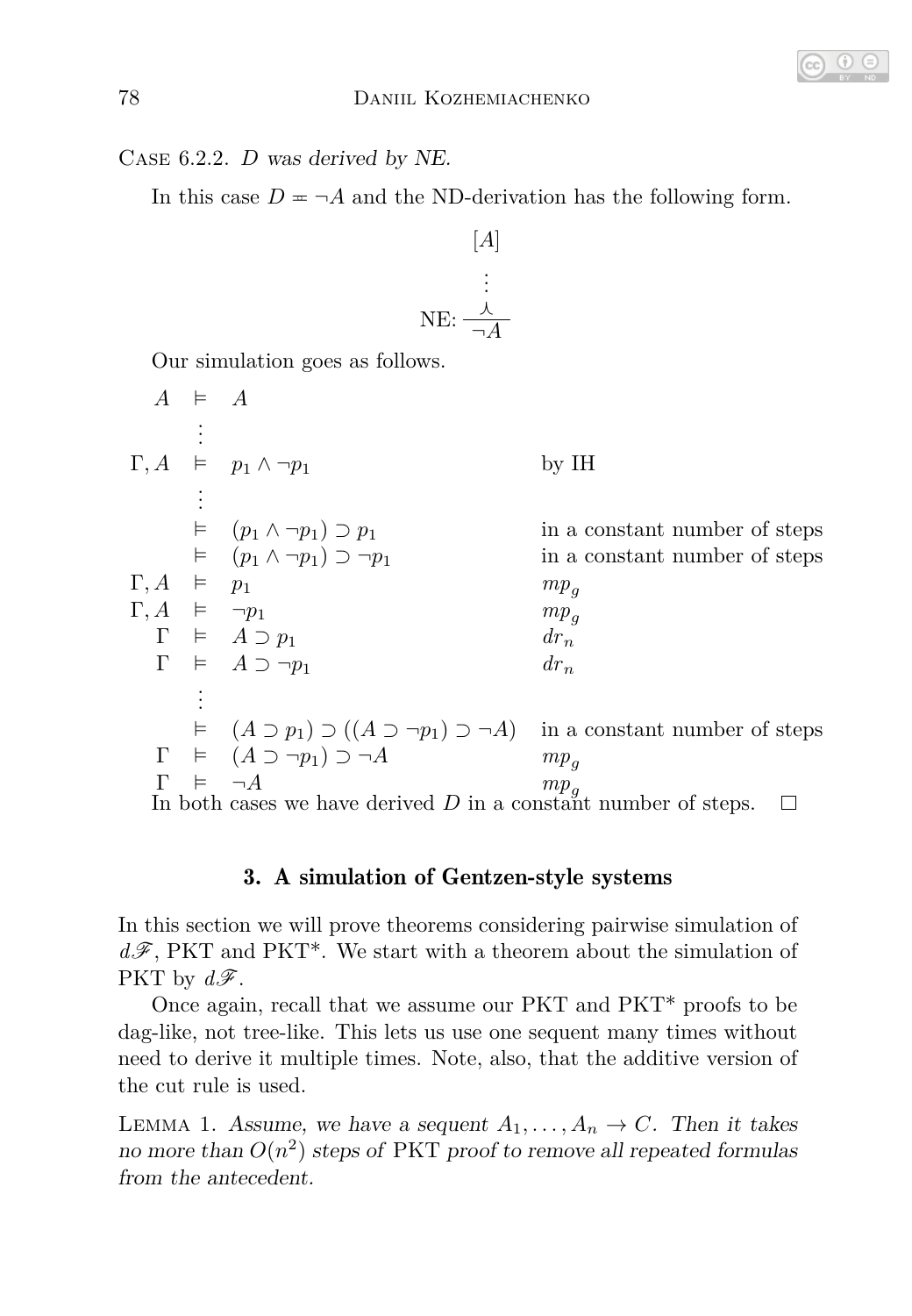Case 6.2.2. *D was derived by NE.*

In this case $D = \neg A$ and the ND-derivation has the following form.

$$\text{NE: } \frac{\begin{array}{c}[A] \\ \vdots \\ \curlywedge \end{array}}{\neg A}$$

Our simulation goes as follows.

$$\begin{array}{rcll}
A & \vDash & A & \\
 & \vdots & & \\
\Gamma, A & \vDash & p_1 \wedge \neg p_1 & \text{by IH} \\
 & \vdots & & \\
 & \vDash & (p_1 \wedge \neg p_1) \supset p_1 & \text{in a constant number of steps} \\
 & \vDash & (p_1 \wedge \neg p_1) \supset \neg p_1 & \text{in a constant number of steps} \\
\Gamma, A & \vDash & p_1 & mp_g \\
\Gamma, A & \vDash & \neg p_1 & mp_g \\
\Gamma & \vDash & A \supset p_1 & dr_n \\
\Gamma & \vDash & A \supset \neg p_1 & dr_n \\
 & \vdots & & \\
 & \vDash & (A \supset p_1) \supset ((A \supset \neg p_1) \supset \neg A) & \text{in a constant number of steps} \\
\Gamma & \vDash & (A \supset \neg p_1) \supset \neg A & mp_g \\
\Gamma & \vDash & \neg A & mp_g
\end{array}$$

In both cases we have derived $D$ in a constant number of steps. □

## 3. A simulation of Gentzen-style systems

In this section we will prove theorems considering pairwise simulation of $d\mathscr{F}$, PKT and PKT*. We start with a theorem about the simulation of PKT by $d\mathscr{F}$.

Once again, recall that we assume our PKT and PKT* proofs to be dag-like, not tree-like. This lets us use one sequent many times without need to derive it multiple times. Note, also, that the additive version of the cut rule is used.

Lemma 1. *Assume, we have a sequent $A_1, \ldots, A_n \to C$. Then it takes no more than $O(n^2)$ steps of* PKT *proof to remove all repeated formulas from the antecedent.*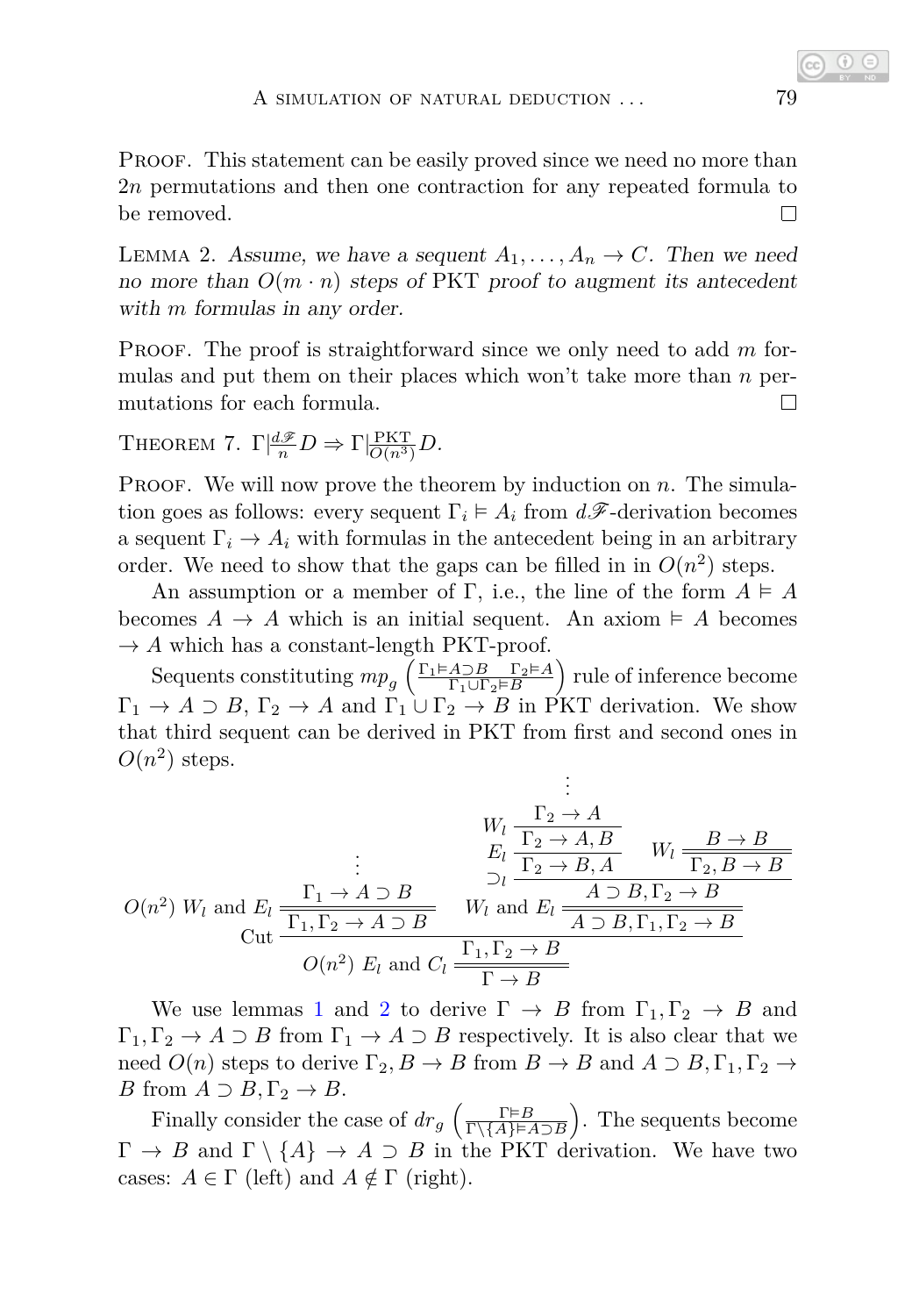PROOF. This statement can be easily proved since we need no more than $2n$ permutations and then one contraction for any repeated formula to be removed. □

LEMMA 2. *Assume, we have a sequent $A_1, \ldots, A_n \to C$. Then we need no more than $O(m \cdot n)$ steps of* PKT *proof to augment its antecedent with $m$ formulas in any order.*

PROOF. The proof is straightforward since we only need to add $m$ formulas and put them on their places which won't take more than $n$ permutations for each formula. □

THEOREM 7. $\Gamma \vert\!\frac{d\mathscr{F}}{n} D \Rightarrow \Gamma \vert\!\frac{\text{PKT}}{O(n^3)} D$.

PROOF. We will now prove the theorem by induction on $n$. The simulation goes as follows: every sequent $\Gamma_i \vDash A_i$ from $d\mathscr{F}$-derivation becomes a sequent $\Gamma_i \to A_i$ with formulas in the antecedent being in an arbitrary order. We need to show that the gaps can be filled in in $O(n^2)$ steps.

An assumption or a member of $\Gamma$, i.e., the line of the form $A \vDash A$ becomes $A \to A$ which is an initial sequent. An axiom $\vDash A$ becomes $\to A$ which has a constant-length PKT-proof.

Sequents constituting $mp_g \left(\frac{\Gamma_1 \vDash A \supset B \quad \Gamma_2 \vDash A}{\Gamma_1 \cup \Gamma_2 \vDash B}\right)$ rule of inference become $\Gamma_1 \to A \supset B$, $\Gamma_2 \to A$ and $\Gamma_1 \cup \Gamma_2 \to B$ in PKT derivation. We show that third sequent can be derived in PKT from first and second ones in $O(n^2)$ steps.

$$
\dfrac{
\dfrac{\vdots}{\Gamma_1 \to A \supset B}
\quad
O(n^2)\ W_l \text{ and } E_l\ \dfrac{\Gamma_1 \to A \supset B}{\Gamma_1, \Gamma_2 \to A \supset B}
\qquad
W_l \text{ and } E_l\ \dfrac{\supset_l \dfrac{E_l \dfrac{W_l \dfrac{\vdots \atop \Gamma_2 \to A}{\Gamma_2 \to A, B}}{\Gamma_2 \to B, A} \qquad W_l \dfrac{B \to B}{\Gamma_2, B \to B}}{A \supset B, \Gamma_2 \to B}}{A \supset B, \Gamma_1, \Gamma_2 \to B}
}{
O(n^2)\ E_l \text{ and } C_l\ \dfrac{\Gamma_1, \Gamma_2 \to B}{\Gamma \to B}
}\ \text{Cut}
$$

We use lemmas 1 and 2 to derive $\Gamma \to B$ from $\Gamma_1, \Gamma_2 \to B$ and $\Gamma_1, \Gamma_2 \to A \supset B$ from $\Gamma_1 \to A \supset B$ respectively. It is also clear that we need $O(n)$ steps to derive $\Gamma_2, B \to B$ from $B \to B$ and $A \supset B, \Gamma_1, \Gamma_2 \to B$ from $A \supset B, \Gamma_2 \to B$.

Finally consider the case of $dr_g \left(\frac{\Gamma \vDash B}{\Gamma \setminus \{A\} \vDash A \supset B}\right)$. The sequents become $\Gamma \to B$ and $\Gamma \setminus \{A\} \to A \supset B$ in the PKT derivation. We have two cases: $A \in \Gamma$ (left) and $A \notin \Gamma$ (right).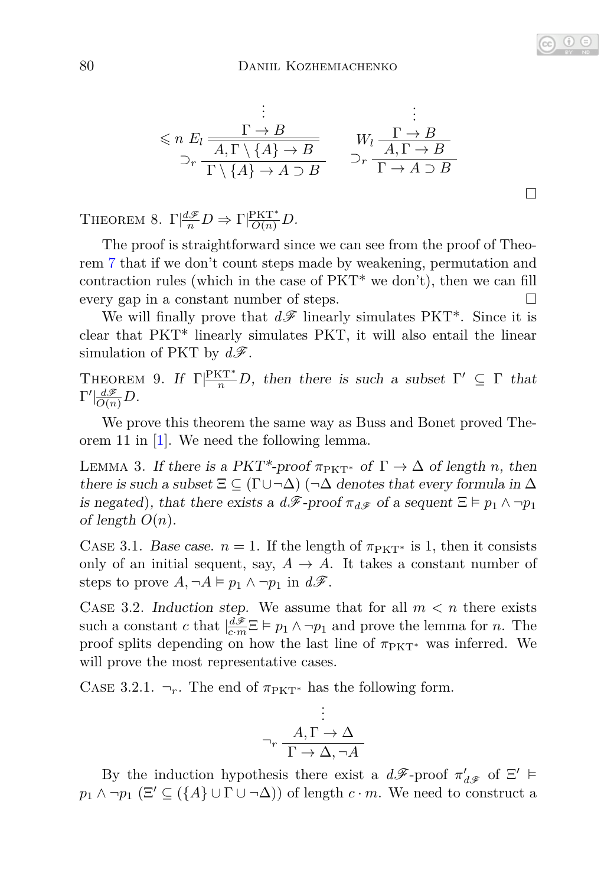$$
\dfrac{\leqslant n\ E_l\ \dfrac{\vdots}{\dfrac{\Gamma \to B}{A, \Gamma \setminus \{A\} \to B}}}{\supset_r\ \Gamma \setminus \{A\} \to A \supset B}
\qquad
\dfrac{W_l\ \dfrac{\vdots}{\dfrac{\Gamma \to B}{A, \Gamma \to B}}}{\supset_r\ \Gamma \to A \supset B}
$$

□

THEOREM 8. $\Gamma|\frac{d\mathscr{F}}{n} D \Rightarrow \Gamma|\frac{\text{PKT}^*}{O(n)} D$.

The proof is straightforward since we can see from the proof of Theorem 7 that if we don't count steps made by weakening, permutation and contraction rules (which in the case of PKT* we don't), then we can fill every gap in a constant number of steps. □

We will finally prove that $d\mathscr{F}$ linearly simulates PKT*. Since it is clear that PKT* linearly simulates PKT, it will also entail the linear simulation of PKT by $d\mathscr{F}$.

THEOREM 9. *If* $\Gamma|\frac{\text{PKT}^*}{n} D$*, then there is such a subset* $\Gamma' \subseteq \Gamma$ *that* $\Gamma'|\frac{d\mathscr{F}}{O(n)} D$.

We prove this theorem the same way as Buss and Bonet proved Theorem 11 in [1]. We need the following lemma.

LEMMA 3. *If there is a PKT*-proof* $\pi_{\text{PKT}^*}$ *of* $\Gamma \to \Delta$ *of length* $n$*, then there is such a subset* $\Xi \subseteq (\Gamma \cup \neg\Delta)$ *(*$\neg\Delta$ *denotes that every formula in* $\Delta$ *is negated), that there exists a* $d\mathscr{F}$*-proof* $\pi_{d\mathscr{F}}$ *of a sequent* $\Xi \vDash p_1 \wedge \neg p_1$ *of length* $O(n)$*.*

CASE 3.1. *Base case.* $n = 1$. If the length of $\pi_{\text{PKT}^*}$ is 1, then it consists only of an initial sequent, say, $A \to A$. It takes a constant number of steps to prove $A, \neg A \vDash p_1 \wedge \neg p_1$ in $d\mathscr{F}$.

CASE 3.2. *Induction step.* We assume that for all $m < n$ there exists such a constant $c$ that $|\frac{d\mathscr{F}}{c \cdot m} \Xi \vDash p_1 \wedge \neg p_1$ and prove the lemma for $n$. The proof splits depending on how the last line of $\pi_{\text{PKT}^*}$ was inferred. We will prove the most representative cases.

CASE 3.2.1. $\neg_r$. The end of $\pi_{\text{PKT}^*}$ has the following form.

$$
\neg_r\ \dfrac{\dfrac{\vdots}{A, \Gamma \to \Delta}}{\Gamma \to \Delta, \neg A}
$$

By the induction hypothesis there exist a $d\mathscr{F}$-proof $\pi'_{d\mathscr{F}}$ of $\Xi' \vDash p_1 \wedge \neg p_1$ ($\Xi' \subseteq (\{A\} \cup \Gamma \cup \neg\Delta)$) of length $c \cdot m$. We need to construct a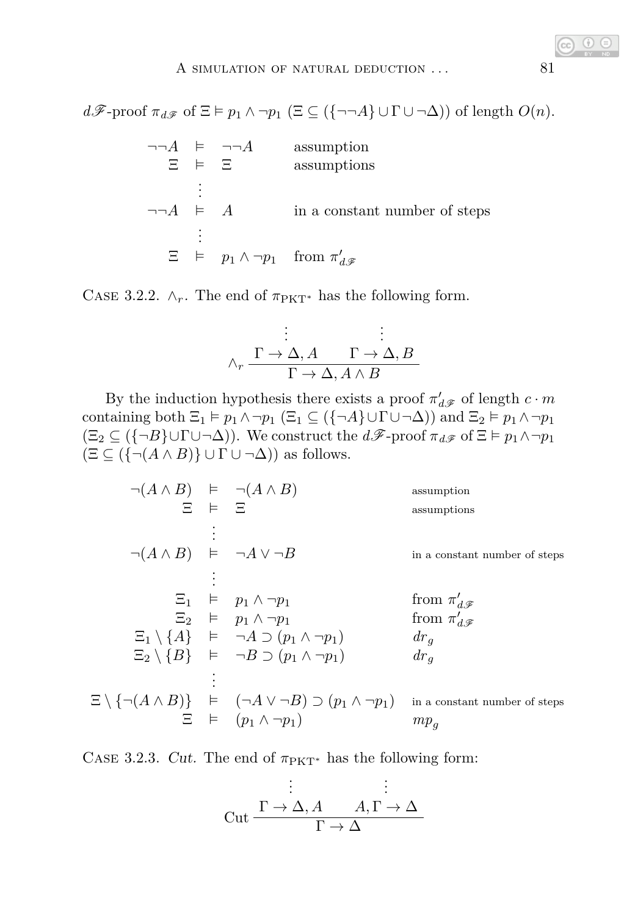$d\mathscr{F}$-proof $\pi_{d\mathscr{F}}$ of $\Xi \vDash p_1 \wedge \neg p_1$ ($\Xi \subseteq (\{\neg\neg A\} \cup \Gamma \cup \neg\Delta)$) of length $O(n)$.

$$
\begin{array}{rcll}
\neg\neg A & \vDash & \neg\neg A & \text{assumption} \\
\Xi & \vDash & \Xi & \text{assumptions} \\
 & \vdots & & \\
\neg\neg A & \vDash & A & \text{in a constant number of steps} \\
 & \vdots & & \\
\Xi & \vDash & p_1 \wedge \neg p_1 & \text{from } \pi'_{d\mathscr{F}}
\end{array}
$$

CASE 3.2.2. $\wedge_r$. The end of $\pi_{\mathrm{PKT}^*}$ has the following form.

$$
\wedge_r \, \frac{\begin{array}{cc} \vdots & \vdots \\ \Gamma \to \Delta, A & \Gamma \to \Delta, B \end{array}}{\Gamma \to \Delta, A \wedge B}
$$

By the induction hypothesis there exists a proof $\pi'_{d\mathscr{F}}$ of length $c \cdot m$ containing both $\Xi_1 \vDash p_1 \wedge \neg p_1$ ($\Xi_1 \subseteq (\{\neg A\} \cup \Gamma \cup \neg\Delta)$) and $\Xi_2 \vDash p_1 \wedge \neg p_1$ ($\Xi_2 \subseteq (\{\neg B\} \cup \Gamma \cup \neg\Delta)$). We construct the $d\mathscr{F}$-proof $\pi_{d\mathscr{F}}$ of $\Xi \vDash p_1 \wedge \neg p_1$ ($\Xi \subseteq (\{\neg(A \wedge B)\} \cup \Gamma \cup \neg\Delta)$) as follows.

$$
\begin{array}{rcll}
\neg(A \wedge B) & \vDash & \neg(A \wedge B) & \text{assumption} \\
\Xi & \vDash & \Xi & \text{assumptions} \\
 & \vdots & & \\
\neg(A \wedge B) & \vDash & \neg A \vee \neg B & \text{in a constant number of steps} \\
 & \vdots & & \\
\Xi_1 & \vDash & p_1 \wedge \neg p_1 & \text{from } \pi'_{d\mathscr{F}} \\
\Xi_2 & \vDash & p_1 \wedge \neg p_1 & \text{from } \pi'_{d\mathscr{F}} \\
\Xi_1 \setminus \{A\} & \vDash & \neg A \supset (p_1 \wedge \neg p_1) & dr_g \\
\Xi_2 \setminus \{B\} & \vDash & \neg B \supset (p_1 \wedge \neg p_1) & dr_g \\
 & \vdots & & \\
\Xi \setminus \{\neg(A \wedge B)\} & \vDash & (\neg A \vee \neg B) \supset (p_1 \wedge \neg p_1) & \text{in a constant number of steps} \\
\Xi & \vDash & (p_1 \wedge \neg p_1) & mp_g
\end{array}
$$

CASE 3.2.3. *Cut.* The end of $\pi_{\mathrm{PKT}^*}$ has the following form:

$$
\mathrm{Cut} \, \frac{\begin{array}{cc} \vdots & \vdots \\ \Gamma \to \Delta, A & A, \Gamma \to \Delta \end{array}}{\Gamma \to \Delta}
$$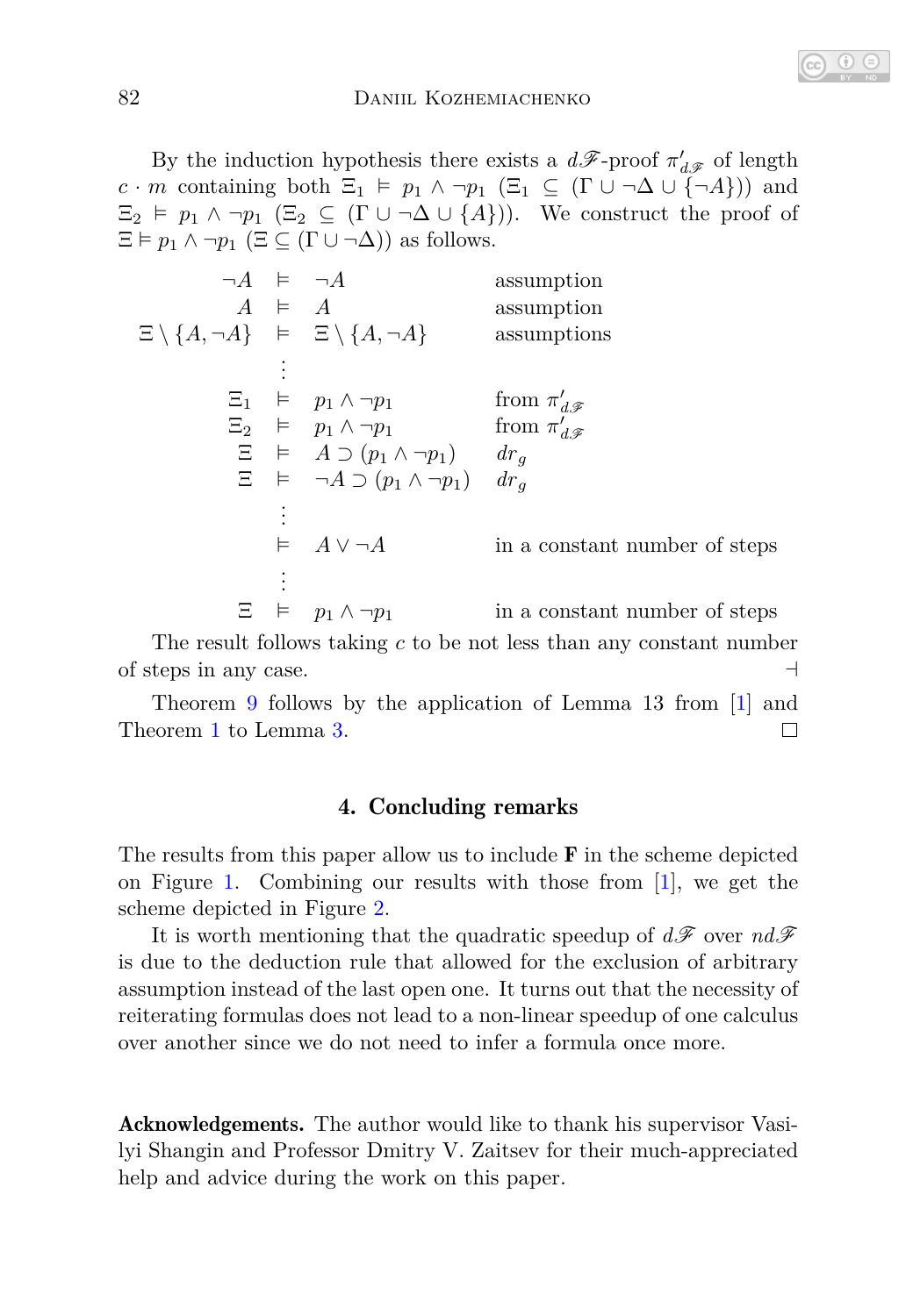By the induction hypothesis there exists a $d\mathscr{F}$-proof $\pi'_{d\mathscr{F}}$ of length $c \cdot m$ containing both $\Xi_1 \vDash p_1 \wedge \neg p_1$ $(\Xi_1 \subseteq (\Gamma \cup \neg\Delta \cup \{\neg A\}))$ and $\Xi_2 \vDash p_1 \wedge \neg p_1$ $(\Xi_2 \subseteq (\Gamma \cup \neg\Delta \cup \{A\}))$. We construct the proof of $\Xi \vDash p_1 \wedge \neg p_1$ $(\Xi \subseteq (\Gamma \cup \neg\Delta))$ as follows.

$$
\begin{array}{rcll}
\neg A & \vDash & \neg A & \text{assumption} \\
A & \vDash & A & \text{assumption} \\
\Xi \setminus \{A, \neg A\} & \vDash & \Xi \setminus \{A, \neg A\} & \text{assumptions} \\
 & \vdots & & \\
\Xi_1 & \vDash & p_1 \wedge \neg p_1 & \text{from } \pi'_{d\mathscr{F}} \\
\Xi_2 & \vDash & p_1 \wedge \neg p_1 & \text{from } \pi'_{d\mathscr{F}} \\
\Xi & \vDash & A \supset (p_1 \wedge \neg p_1) & dr_g \\
\Xi & \vDash & \neg A \supset (p_1 \wedge \neg p_1) & dr_g \\
 & \vdots & & \\
 & \vDash & A \vee \neg A & \text{in a constant number of steps} \\
 & \vdots & & \\
\Xi & \vDash & p_1 \wedge \neg p_1 & \text{in a constant number of steps}
\end{array}
$$

The result follows taking $c$ to be not less than any constant number of steps in any case. ⊣

Theorem 9 follows by the application of Lemma 13 from [1] and Theorem 1 to Lemma 3. □

## 4. Concluding remarks

The results from this paper allow us to include **F** in the scheme depicted on Figure 1. Combining our results with those from [1], we get the scheme depicted in Figure 2.

It is worth mentioning that the quadratic speedup of $d\mathscr{F}$ over $nd\mathscr{F}$ is due to the deduction rule that allowed for the exclusion of arbitrary assumption instead of the last open one. It turns out that the necessity of reiterating formulas does not lead to a non-linear speedup of one calculus over another since we do not need to infer a formula once more.

**Acknowledgements.** The author would like to thank his supervisor Vasilyi Shangin and Professor Dmitry V. Zaitsev for their much-appreciated help and advice during the work on this paper.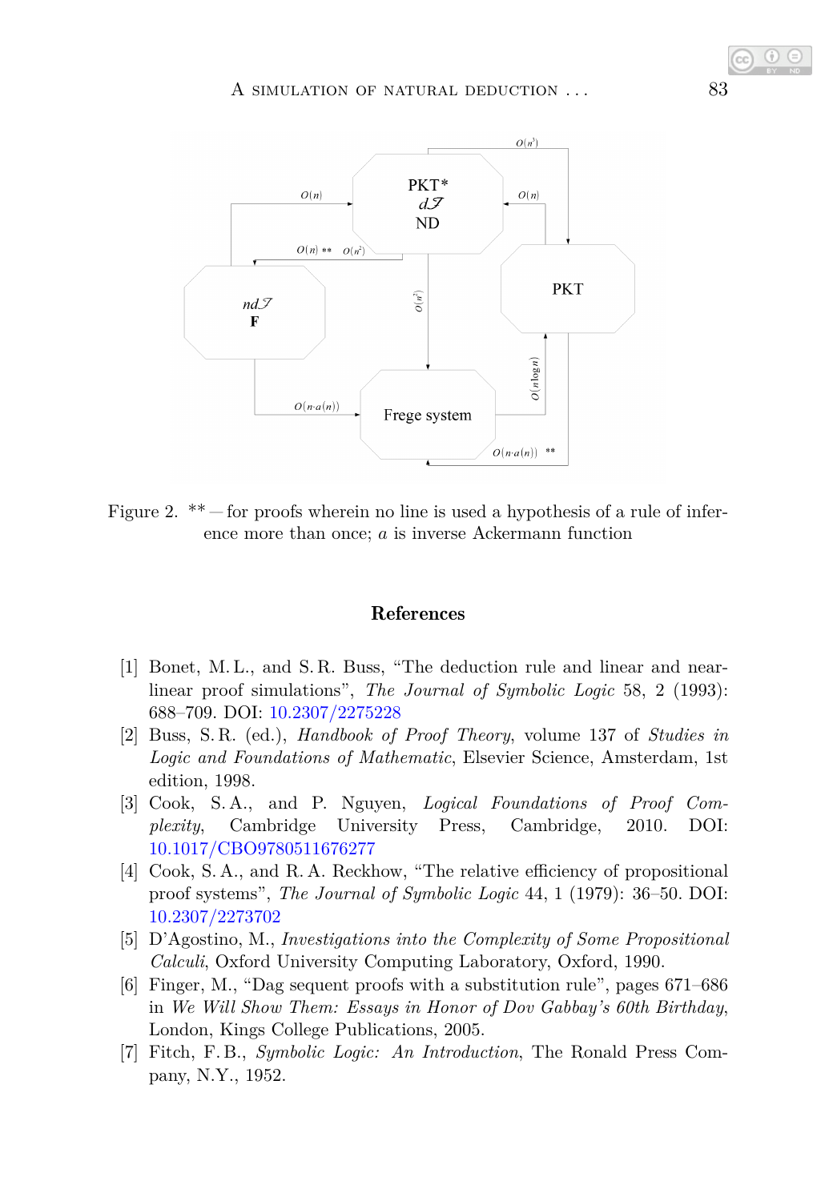Figure 2. ** — for proofs wherein no line is used a hypothesis of a rule of inference more than once; $a$ is inverse Ackermann function

## References

[1] Bonet, M. L., and S. R. Buss, "The deduction rule and linear and near-linear proof simulations", *The Journal of Symbolic Logic* 58, 2 (1993): 688–709. DOI: 10.2307/2275228

[2] Buss, S. R. (ed.), *Handbook of Proof Theory*, volume 137 of *Studies in Logic and Foundations of Mathematic*, Elsevier Science, Amsterdam, 1st edition, 1998.

[3] Cook, S. A., and P. Nguyen, *Logical Foundations of Proof Complexity*, Cambridge University Press, Cambridge, 2010. DOI: 10.1017/CBO9780511676277

[4] Cook, S. A., and R. A. Reckhow, "The relative efficiency of propositional proof systems", *The Journal of Symbolic Logic* 44, 1 (1979): 36–50. DOI: 10.2307/2273702

[5] D'Agostino, M., *Investigations into the Complexity of Some Propositional Calculi*, Oxford University Computing Laboratory, Oxford, 1990.

[6] Finger, M., "Dag sequent proofs with a substitution rule", pages 671–686 in *We Will Show Them: Essays in Honor of Dov Gabbay's 60th Birthday*, London, Kings College Publications, 2005.

[7] Fitch, F. B., *Symbolic Logic: An Introduction*, The Ronald Press Company, N.Y., 1952.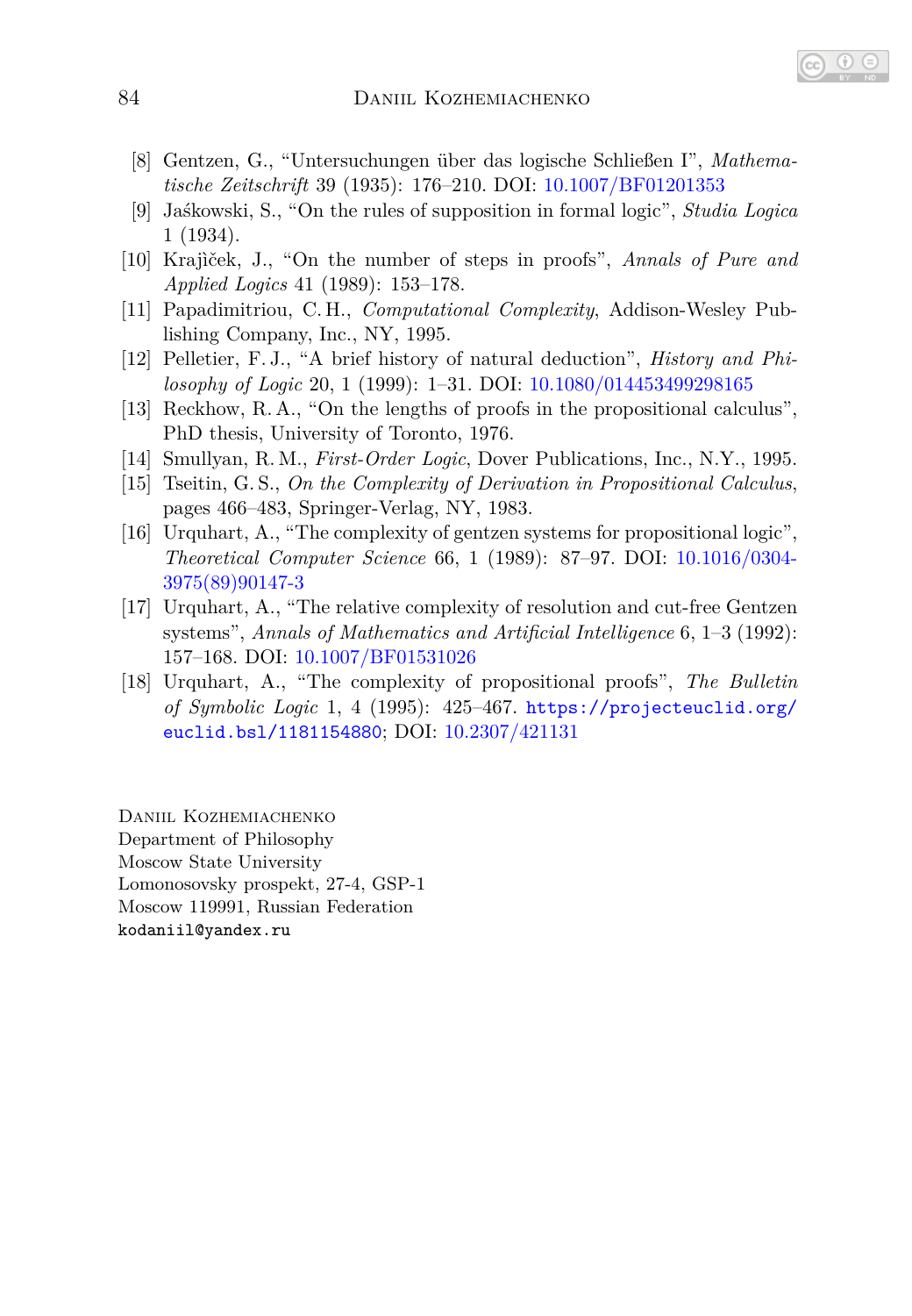[8] Gentzen, G., "Untersuchungen über das logische Schließen I", *Mathematische Zeitschrift* 39 (1935): 176–210. DOI: 10.1007/BF01201353

[9] Jaśkowski, S., "On the rules of supposition in formal logic", *Studia Logica* 1 (1934).

[10] Krajìček, J., "On the number of steps in proofs", *Annals of Pure and Applied Logics* 41 (1989): 153–178.

[11] Papadimitriou, C. H., *Computational Complexity*, Addison-Wesley Publishing Company, Inc., NY, 1995.

[12] Pelletier, F. J., "A brief history of natural deduction", *History and Philosophy of Logic* 20, 1 (1999): 1–31. DOI: 10.1080/014453499298165

[13] Reckhow, R. A., "On the lengths of proofs in the propositional calculus", PhD thesis, University of Toronto, 1976.

[14] Smullyan, R. M., *First-Order Logic*, Dover Publications, Inc., N.Y., 1995.

[15] Tseitin, G. S., *On the Complexity of Derivation in Propositional Calculus*, pages 466–483, Springer-Verlag, NY, 1983.

[16] Urquhart, A., "The complexity of gentzen systems for propositional logic", *Theoretical Computer Science* 66, 1 (1989): 87–97. DOI: 10.1016/0304-3975(89)90147-3

[17] Urquhart, A., "The relative complexity of resolution and cut-free Gentzen systems", *Annals of Mathematics and Artificial Intelligence* 6, 1–3 (1992): 157–168. DOI: 10.1007/BF01531026

[18] Urquhart, A., "The complexity of propositional proofs", *The Bulletin of Symbolic Logic* 1, 4 (1995): 425–467. https://projecteuclid.org/euclid.bsl/1181154880; DOI: 10.2307/421131

Daniil Kozhemiachenko
Department of Philosophy
Moscow State University
Lomonosovsky prospekt, 27-4, GSP-1
Moscow 119991, Russian Federation
kodaniil@yandex.ru